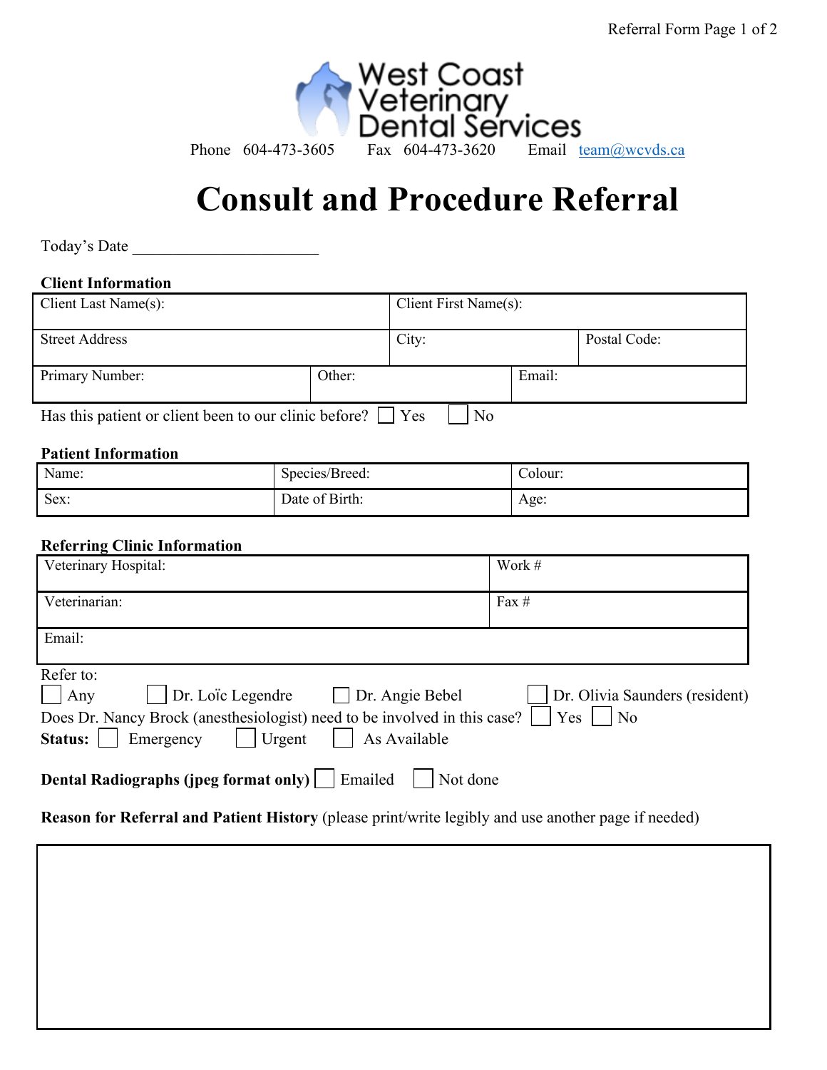West Coast Veterinary Dental Services

Phone 604-473-3605 Fax 604-473-3620 Email team@wcvds.ca

# Consult and Procedure Referral

Today's Date ______________________

**Client Information**

| Client Last Name(s): | | Client First Name(s): | |
|---|---|---|---|
| Street Address | | City: | Postal Code: |
| Primary Number: | Other: | | Email: |

Has this patient or client been to our clinic before? ☐ Yes ☐ No

**Patient Information**

| Name: | Species/Breed: | Colour: |
|---|---|---|
| Sex: | Date of Birth: | Age: |

**Referring Clinic Information**

| Veterinary Hospital: | Work # |
|---|---|
| Veterinarian: | Fax # |
| Email: | |

Refer to:
☐ Any ☐ Dr. Loïc Legendre ☐ Dr. Angie Bebel ☐ Dr. Olivia Saunders (resident)

Does Dr. Nancy Brock (anesthesiologist) need to be involved in this case? ☐ Yes ☐ No

**Status:** ☐ Emergency ☐ Urgent ☐ As Available

**Dental Radiographs (jpeg format only)** ☐ Emailed ☐ Not done

**Reason for Referral and Patient History** (please print/write legibly and use another page if needed)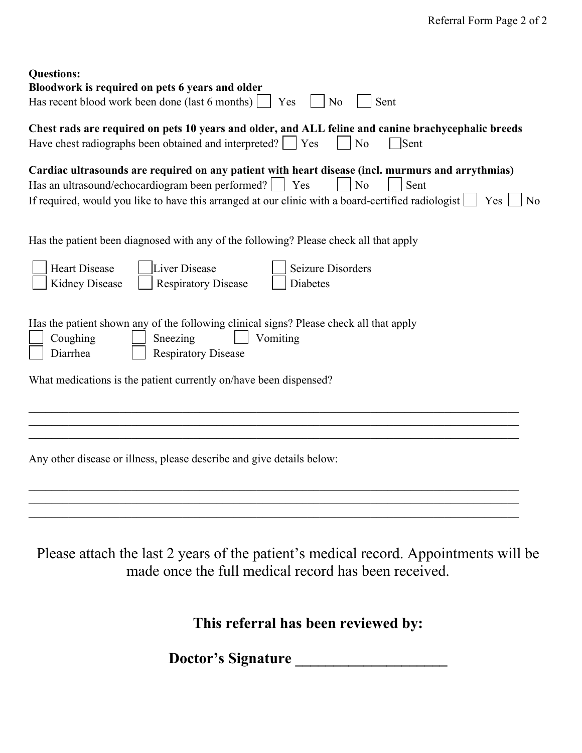**Questions:**

**Bloodwork is required on pets 6 years and older**

Has recent blood work been done (last 6 months) ☐ Yes ☐ No ☐ Sent

**Chest rads are required on pets 10 years and older, and ALL feline and canine brachycephalic breeds**

Have chest radiographs been obtained and interpreted? ☐ Yes ☐ No ☐ Sent

**Cardiac ultrasounds are required on any patient with heart disease (incl. murmurs and arrythmias)**

Has an ultrasound/echocardiogram been performed? ☐ Yes ☐ No ☐ Sent

If required, would you like to have this arranged at our clinic with a board-certified radiologist ☐ Yes ☐ No

Has the patient been diagnosed with any of the following? Please check all that apply

☐ Heart Disease ☐ Liver Disease ☐ Seizure Disorders
☐ Kidney Disease ☐ Respiratory Disease ☐ Diabetes

Has the patient shown any of the following clinical signs? Please check all that apply

☐ Coughing ☐ Sneezing ☐ Vomiting
☐ Diarrhea ☐ Respiratory Disease

What medications is the patient currently on/have been dispensed?

\_\_\_\_\_\_\_\_\_\_\_\_\_\_\_\_\_\_\_\_\_\_\_\_\_\_\_\_\_\_\_\_\_\_\_\_\_\_\_\_\_\_\_\_\_\_\_\_\_\_\_\_\_\_\_\_\_\_\_\_\_\_\_\_\_\_\_\_\_\_\_\_\_\_\_\_

\_\_\_\_\_\_\_\_\_\_\_\_\_\_\_\_\_\_\_\_\_\_\_\_\_\_\_\_\_\_\_\_\_\_\_\_\_\_\_\_\_\_\_\_\_\_\_\_\_\_\_\_\_\_\_\_\_\_\_\_\_\_\_\_\_\_\_\_\_\_\_\_\_\_\_\_

\_\_\_\_\_\_\_\_\_\_\_\_\_\_\_\_\_\_\_\_\_\_\_\_\_\_\_\_\_\_\_\_\_\_\_\_\_\_\_\_\_\_\_\_\_\_\_\_\_\_\_\_\_\_\_\_\_\_\_\_\_\_\_\_\_\_\_\_\_\_\_\_\_\_\_\_

Any other disease or illness, please describe and give details below:

\_\_\_\_\_\_\_\_\_\_\_\_\_\_\_\_\_\_\_\_\_\_\_\_\_\_\_\_\_\_\_\_\_\_\_\_\_\_\_\_\_\_\_\_\_\_\_\_\_\_\_\_\_\_\_\_\_\_\_\_\_\_\_\_\_\_\_\_\_\_\_\_\_\_\_\_

\_\_\_\_\_\_\_\_\_\_\_\_\_\_\_\_\_\_\_\_\_\_\_\_\_\_\_\_\_\_\_\_\_\_\_\_\_\_\_\_\_\_\_\_\_\_\_\_\_\_\_\_\_\_\_\_\_\_\_\_\_\_\_\_\_\_\_\_\_\_\_\_\_\_\_\_

\_\_\_\_\_\_\_\_\_\_\_\_\_\_\_\_\_\_\_\_\_\_\_\_\_\_\_\_\_\_\_\_\_\_\_\_\_\_\_\_\_\_\_\_\_\_\_\_\_\_\_\_\_\_\_\_\_\_\_\_\_\_\_\_\_\_\_\_\_\_\_\_\_\_\_\_

Please attach the last 2 years of the patient's medical record. Appointments will be made once the full medical record has been received.

**This referral has been reviewed by:**

**Doctor's Signature \_\_\_\_\_\_\_\_\_\_\_\_\_\_\_\_\_\_\_\_**